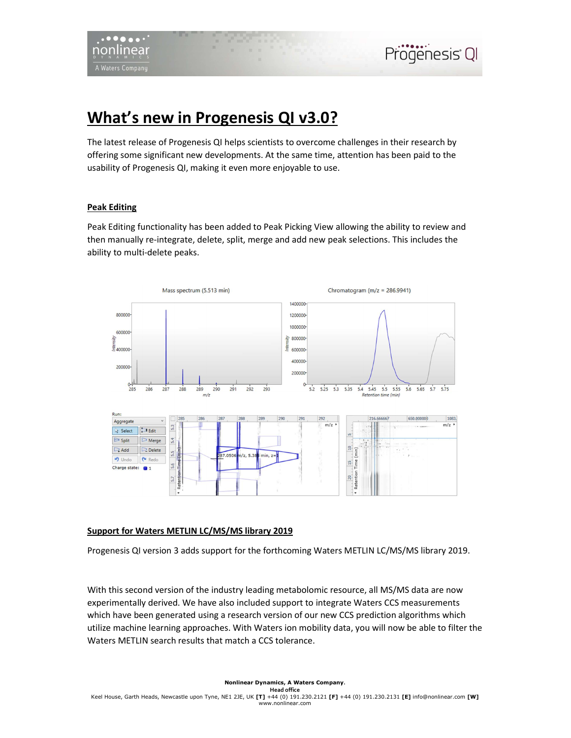# What's new in Progenesis QI v3.0?

The latest release of Progenesis QI helps scientists to overcome challenges in their research by offering some significant new developments. At the same time, attention has been paid to the usability of Progenesis QI, making it even more enjoyable to use.

## Peak Editing

Peak Editing functionality has been added to Peak Picking View allowing the ability to review and then manually re-integrate, delete, split, merge and add new peak selections. This includes the ability to multi-delete peaks.

## Support for Waters METLIN LC/MS/MS library 2019

Progenesis QI version 3 adds support for the forthcoming Waters METLIN LC/MS/MS library 2019.

With this second version of the industry leading metabolomic resource, all MS/MS data are now experimentally derived. We have also included support to integrate Waters CCS measurements which have been generated using a research version of our new CCS prediction algorithms which utilize machine learning approaches. With Waters ion mobility data, you will now be able to filter the Waters METLIN search results that match a CCS tolerance.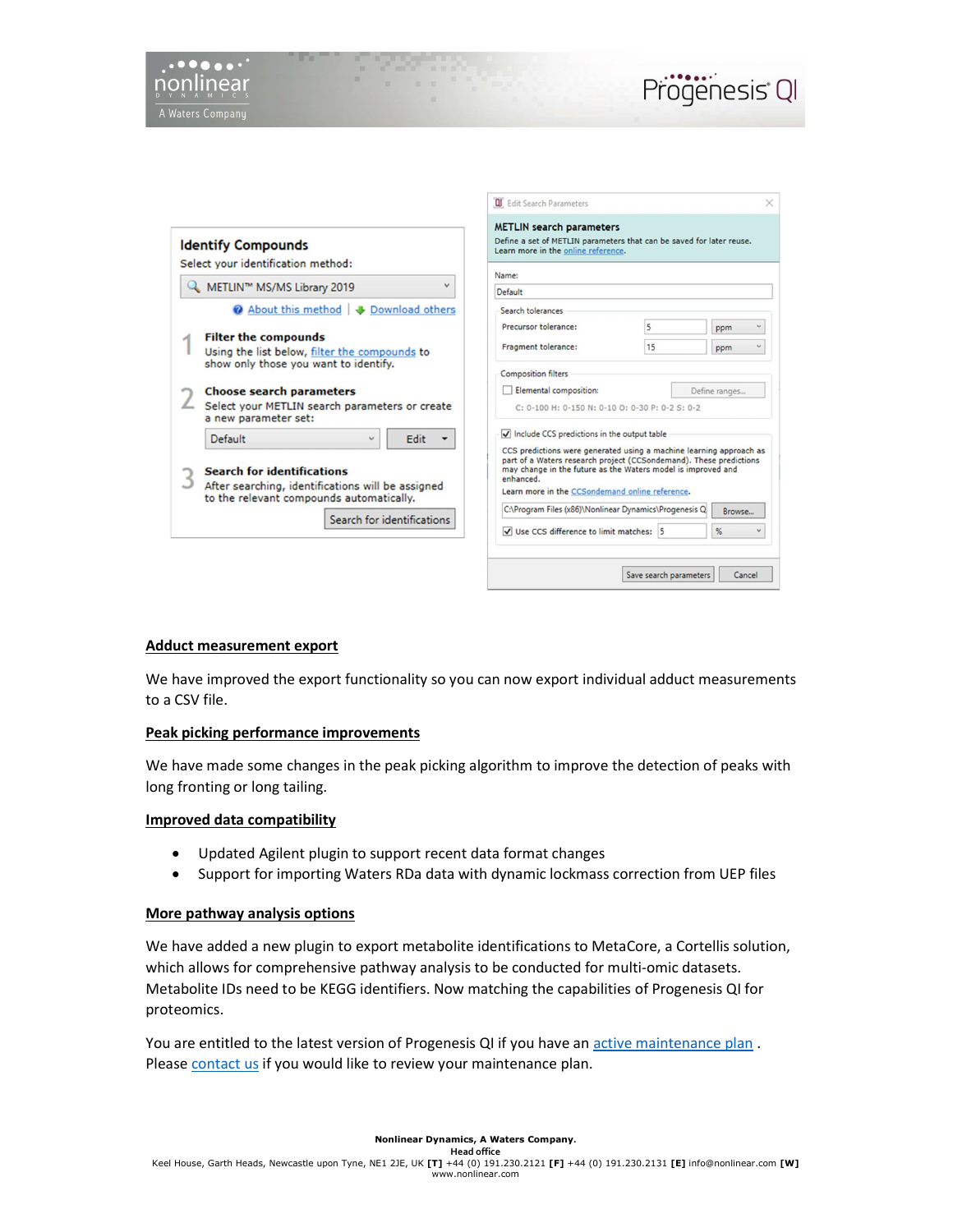## Adduct measurement export

We have improved the export functionality so you can now export individual adduct measurements to a CSV file.

## Peak picking performance improvements

We have made some changes in the peak picking algorithm to improve the detection of peaks with long fronting or long tailing.

## Improved data compatibility

- Updated Agilent plugin to support recent data format changes
- Support for importing Waters RDa data with dynamic lockmass correction from UEP files

## More pathway analysis options

We have added a new plugin to export metabolite identifications to MetaCore, a Cortellis solution, which allows for comprehensive pathway analysis to be conducted for multi-omic datasets. Metabolite IDs need to be KEGG identifiers. Now matching the capabilities of Progenesis QI for proteomics.

You are entitled to the latest version of Progenesis QI if you have an active maintenance plan . Please contact us if you would like to review your maintenance plan.

**Nonlinear Dynamics, A Waters Company.**
Head office
Keel House, Garth Heads, Newcastle upon Tyne, NE1 2JE, UK **[T]** +44 (0) 191.230.2121 **[F]** +44 (0) 191.230.2131 **[E]** info@nonlinear.com **[W]** www.nonlinear.com